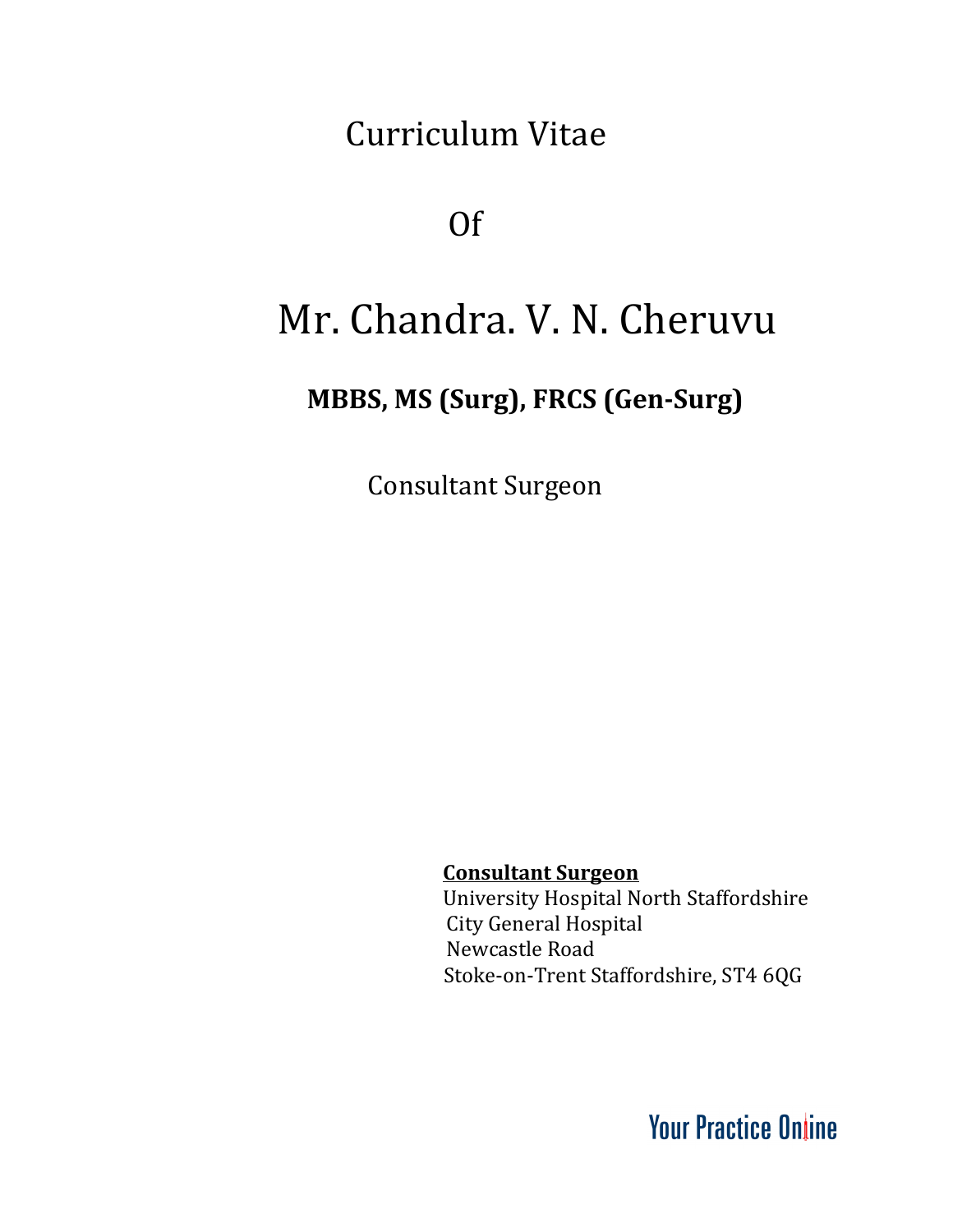# Curriculum Vitae

Of

# Mr. Chandra. V. N. Cheruvu

**MBBS, MS (Surg), FRCS (Gen-Surg)**

Consultant Surgeon

**Consultant Surgeon**
University Hospital North Staffordshire
City General Hospital
Newcastle Road
Stoke-on-Trent Staffordshire, ST4 6QG

Your Practice Online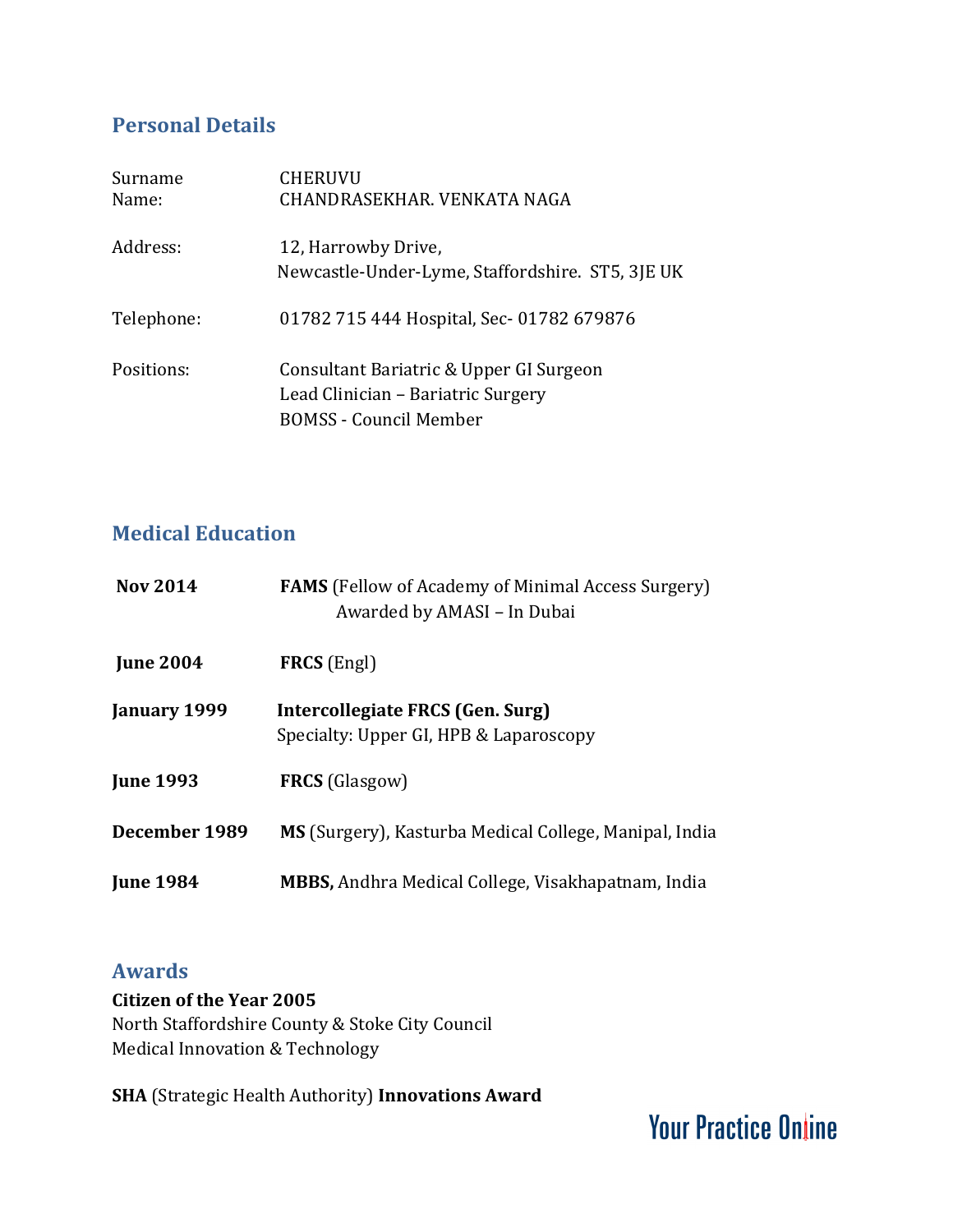## Personal Details

| | |
|---|---|
| Surname | CHERUVU |
| Name: | CHANDRASEKHAR. VENKATA NAGA |
| Address: | 12, Harrowby Drive, Newcastle-Under-Lyme, Staffordshire. ST5, 3JE UK |
| Telephone: | 01782 715 444 Hospital, Sec- 01782 679876 |
| Positions: | Consultant Bariatric & Upper GI Surgeon<br>Lead Clinician – Bariatric Surgery<br>BOMSS - Council Member |

## Medical Education

| | |
|---|---|
| **Nov 2014** | **FAMS** (Fellow of Academy of Minimal Access Surgery) Awarded by AMASI – In Dubai |
| **June 2004** | **FRCS** (Engl) |
| **January 1999** | **Intercollegiate FRCS (Gen. Surg)** Specialty: Upper GI, HPB & Laparoscopy |
| **June 1993** | **FRCS** (Glasgow) |
| **December 1989** | **MS** (Surgery), Kasturba Medical College, Manipal, India |
| **June 1984** | **MBBS,** Andhra Medical College, Visakhapatnam, India |

## Awards

**Citizen of the Year 2005**
North Staffordshire County & Stoke City Council
Medical Innovation & Technology

**SHA** (Strategic Health Authority) **Innovations Award**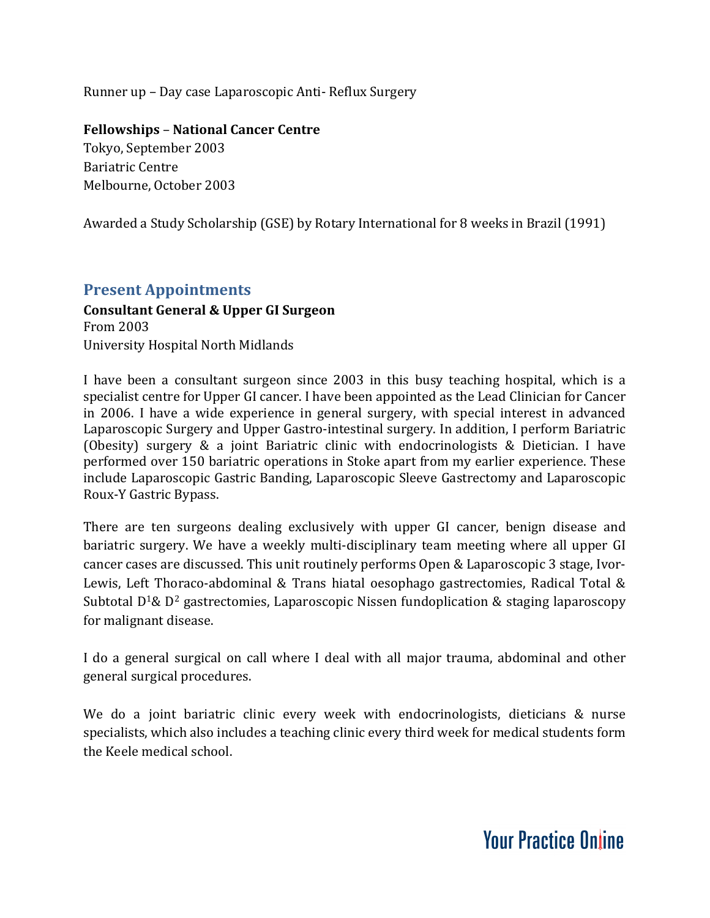Runner up – Day case Laparoscopic Anti- Reflux Surgery

**Fellowships – National Cancer Centre**
Tokyo, September 2003
Bariatric Centre
Melbourne, October 2003

Awarded a Study Scholarship (GSE) by Rotary International for 8 weeks in Brazil (1991)

## Present Appointments

**Consultant General & Upper GI Surgeon**
From 2003
University Hospital North Midlands

I have been a consultant surgeon since 2003 in this busy teaching hospital, which is a specialist centre for Upper GI cancer. I have been appointed as the Lead Clinician for Cancer in 2006. I have a wide experience in general surgery, with special interest in advanced Laparoscopic Surgery and Upper Gastro-intestinal surgery. In addition, I perform Bariatric (Obesity) surgery & a joint Bariatric clinic with endocrinologists & Dietician. I have performed over 150 bariatric operations in Stoke apart from my earlier experience. These include Laparoscopic Gastric Banding, Laparoscopic Sleeve Gastrectomy and Laparoscopic Roux-Y Gastric Bypass.

There are ten surgeons dealing exclusively with upper GI cancer, benign disease and bariatric surgery. We have a weekly multi-disciplinary team meeting where all upper GI cancer cases are discussed. This unit routinely performs Open & Laparoscopic 3 stage, Ivor-Lewis, Left Thoraco-abdominal & Trans hiatal oesophago gastrectomies, Radical Total & Subtotal $D^1$& $D^2$ gastrectomies, Laparoscopic Nissen fundoplication & staging laparoscopy for malignant disease.

I do a general surgical on call where I deal with all major trauma, abdominal and other general surgical procedures.

We do a joint bariatric clinic every week with endocrinologists, dieticians & nurse specialists, which also includes a teaching clinic every third week for medical students form the Keele medical school.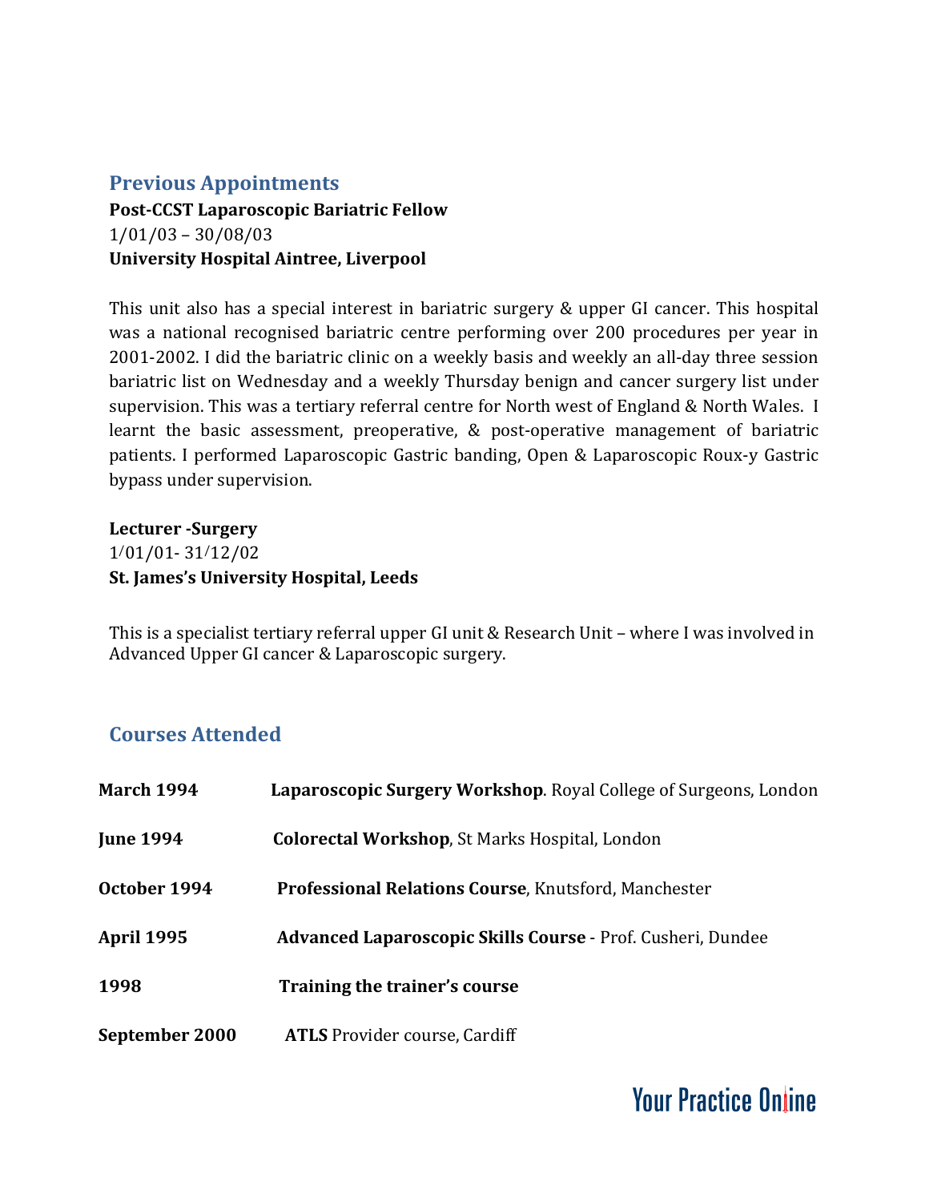## Previous Appointments

**Post-CCST Laparoscopic Bariatric Fellow**
1/01/03 – 30/08/03
**University Hospital Aintree, Liverpool**

This unit also has a special interest in bariatric surgery & upper GI cancer. This hospital was a national recognised bariatric centre performing over 200 procedures per year in 2001-2002. I did the bariatric clinic on a weekly basis and weekly an all-day three session bariatric list on Wednesday and a weekly Thursday benign and cancer surgery list under supervision. This was a tertiary referral centre for North west of England & North Wales. I learnt the basic assessment, preoperative, & post-operative management of bariatric patients. I performed Laparoscopic Gastric banding, Open & Laparoscopic Roux-y Gastric bypass under supervision.

**Lecturer -Surgery**
1/01/01- 31/12/02
**St. James's University Hospital, Leeds**

This is a specialist tertiary referral upper GI unit & Research Unit – where I was involved in Advanced Upper GI cancer & Laparoscopic surgery.

## Courses Attended

| | |
|---|---|
| **March 1994** | **Laparoscopic Surgery Workshop**. Royal College of Surgeons, London |
| **June 1994** | **Colorectal Workshop**, St Marks Hospital, London |
| **October 1994** | **Professional Relations Course**, Knutsford, Manchester |
| **April 1995** | **Advanced Laparoscopic Skills Course** - Prof. Cusheri, Dundee |
| **1998** | **Training the trainer's course** |
| **September 2000** | **ATLS** Provider course, Cardiff |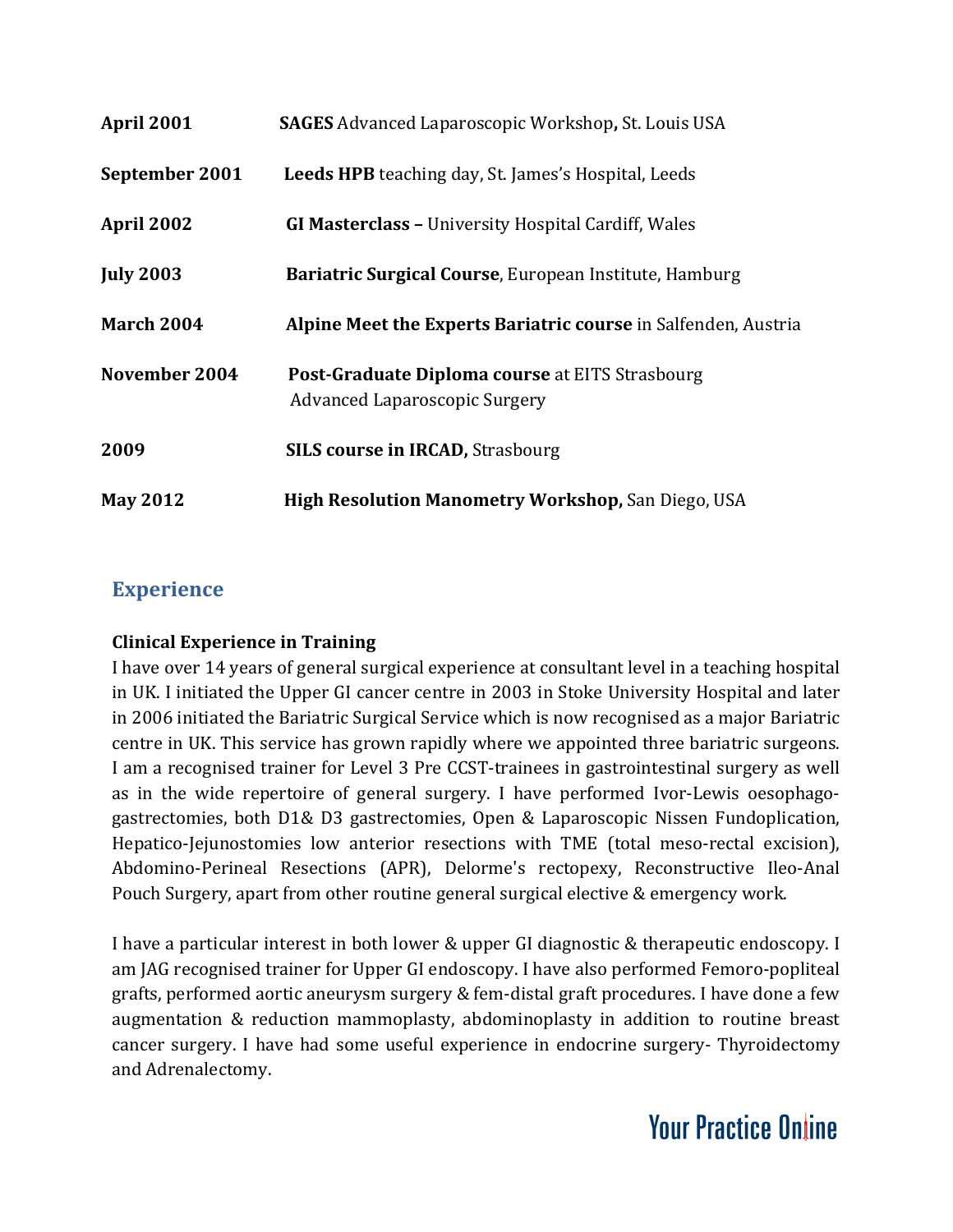| | |
|---|---|
| **April 2001** | **SAGES** Advanced Laparoscopic Workshop**,** St. Louis USA |
| **September 2001** | **Leeds HPB** teaching day, St. James's Hospital, Leeds |
| **April 2002** | **GI Masterclass –** University Hospital Cardiff, Wales |
| **July 2003** | **Bariatric Surgical Course**, European Institute, Hamburg |
| **March 2004** | **Alpine Meet the Experts Bariatric course** in Salfenden, Austria |
| **November 2004** | **Post-Graduate Diploma course** at EITS Strasbourg Advanced Laparoscopic Surgery |
| **2009** | **SILS course in IRCAD,** Strasbourg |
| **May 2012** | **High Resolution Manometry Workshop,** San Diego, USA |

## Experience

**Clinical Experience in Training**

I have over 14 years of general surgical experience at consultant level in a teaching hospital in UK. I initiated the Upper GI cancer centre in 2003 in Stoke University Hospital and later in 2006 initiated the Bariatric Surgical Service which is now recognised as a major Bariatric centre in UK. This service has grown rapidly where we appointed three bariatric surgeons. I am a recognised trainer for Level 3 Pre CCST-trainees in gastrointestinal surgery as well as in the wide repertoire of general surgery. I have performed Ivor-Lewis oesophago-gastrectomies, both D1& D3 gastrectomies, Open & Laparoscopic Nissen Fundoplication, Hepatico-Jejunostomies low anterior resections with TME (total meso-rectal excision), Abdomino-Perineal Resections (APR), Delorme's rectopexy, Reconstructive Ileo-Anal Pouch Surgery, apart from other routine general surgical elective & emergency work.

I have a particular interest in both lower & upper GI diagnostic & therapeutic endoscopy. I am JAG recognised trainer for Upper GI endoscopy. I have also performed Femoro-popliteal grafts, performed aortic aneurysm surgery & fem-distal graft procedures. I have done a few augmentation & reduction mammoplasty, abdominoplasty in addition to routine breast cancer surgery. I have had some useful experience in endocrine surgery- Thyroidectomy and Adrenalectomy.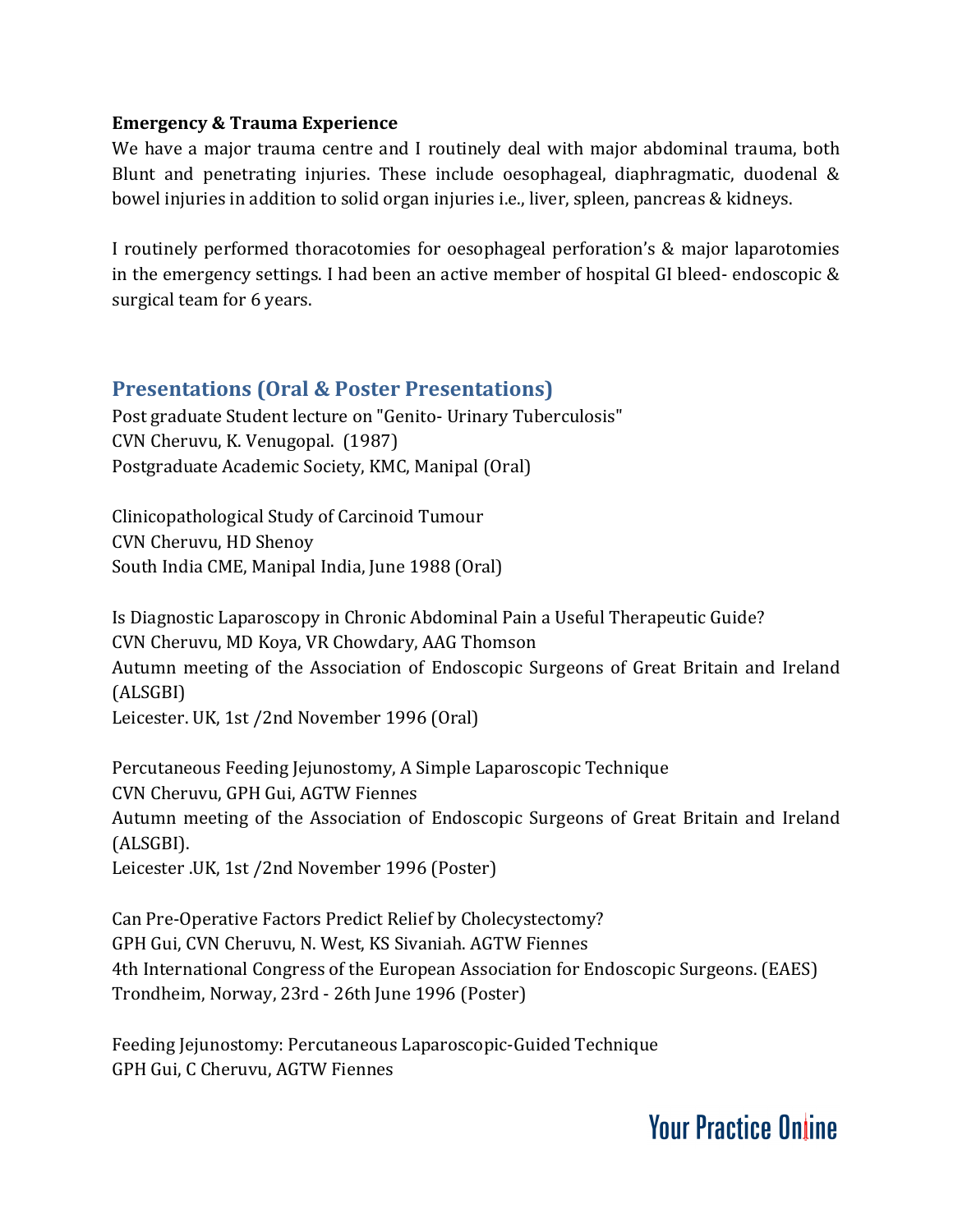**Emergency & Trauma Experience**

We have a major trauma centre and I routinely deal with major abdominal trauma, both Blunt and penetrating injuries. These include oesophageal, diaphragmatic, duodenal & bowel injuries in addition to solid organ injuries i.e., liver, spleen, pancreas & kidneys.

I routinely performed thoracotomies for oesophageal perforation's & major laparotomies in the emergency settings. I had been an active member of hospital GI bleed- endoscopic & surgical team for 6 years.

## Presentations (Oral & Poster Presentations)

Post graduate Student lecture on "Genito- Urinary Tuberculosis"
CVN Cheruvu, K. Venugopal. (1987)
Postgraduate Academic Society, KMC, Manipal (Oral)

Clinicopathological Study of Carcinoid Tumour
CVN Cheruvu, HD Shenoy
South India CME, Manipal India, June 1988 (Oral)

Is Diagnostic Laparoscopy in Chronic Abdominal Pain a Useful Therapeutic Guide?
CVN Cheruvu, MD Koya, VR Chowdary, AAG Thomson
Autumn meeting of the Association of Endoscopic Surgeons of Great Britain and Ireland (ALSGBI)
Leicester. UK, 1st /2nd November 1996 (Oral)

Percutaneous Feeding Jejunostomy, A Simple Laparoscopic Technique
CVN Cheruvu, GPH Gui, AGTW Fiennes
Autumn meeting of the Association of Endoscopic Surgeons of Great Britain and Ireland (ALSGBI).
Leicester .UK, 1st /2nd November 1996 (Poster)

Can Pre-Operative Factors Predict Relief by Cholecystectomy?
GPH Gui, CVN Cheruvu, N. West, KS Sivaniah. AGTW Fiennes
4th International Congress of the European Association for Endoscopic Surgeons. (EAES)
Trondheim, Norway, 23rd - 26th June 1996 (Poster)

Feeding Jejunostomy: Percutaneous Laparoscopic-Guided Technique
GPH Gui, C Cheruvu, AGTW Fiennes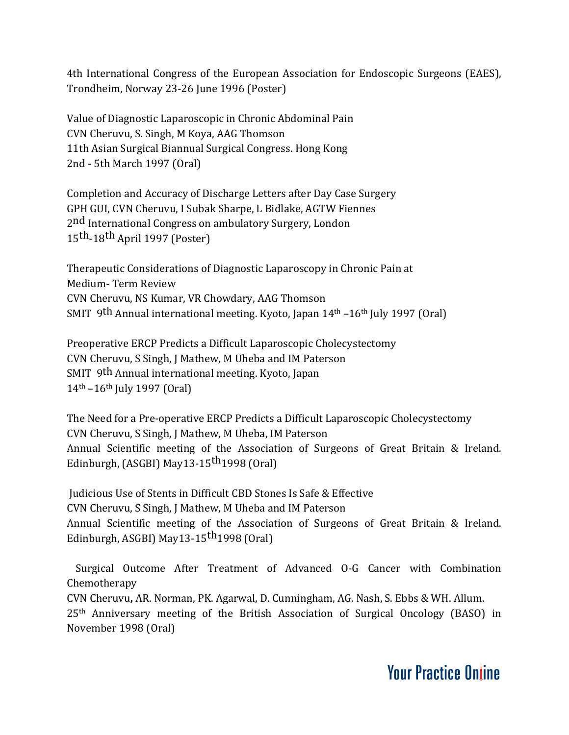4th International Congress of the European Association for Endoscopic Surgeons (EAES), Trondheim, Norway 23-26 June 1996 (Poster)

Value of Diagnostic Laparoscopic in Chronic Abdominal Pain
CVN Cheruvu, S. Singh, M Koya, AAG Thomson
11th Asian Surgical Biannual Surgical Congress. Hong Kong
2nd - 5th March 1997 (Oral)

Completion and Accuracy of Discharge Letters after Day Case Surgery
GPH GUI, CVN Cheruvu, I Subak Sharpe, L Bidlake, AGTW Fiennes
2nd International Congress on ambulatory Surgery, London
15th-18th April 1997 (Poster)

Therapeutic Considerations of Diagnostic Laparoscopy in Chronic Pain at Medium- Term Review
CVN Cheruvu, NS Kumar, VR Chowdary, AAG Thomson
SMIT 9th Annual international meeting. Kyoto, Japan 14th –16th July 1997 (Oral)

Preoperative ERCP Predicts a Difficult Laparoscopic Cholecystectomy
CVN Cheruvu, S Singh, J Mathew, M Uheba and IM Paterson
SMIT 9th Annual international meeting. Kyoto, Japan
14th –16th July 1997 (Oral)

The Need for a Pre-operative ERCP Predicts a Difficult Laparoscopic Cholecystectomy
CVN Cheruvu, S Singh, J Mathew, M Uheba, IM Paterson
Annual Scientific meeting of the Association of Surgeons of Great Britain & Ireland. Edinburgh, (ASGBI) May13-15th1998 (Oral)

Judicious Use of Stents in Difficult CBD Stones Is Safe & Effective
CVN Cheruvu, S Singh, J Mathew, M Uheba and IM Paterson
Annual Scientific meeting of the Association of Surgeons of Great Britain & Ireland. Edinburgh, ASGBI) May13-15th1998 (Oral)

Surgical Outcome After Treatment of Advanced O-G Cancer with Combination Chemotherapy
CVN Cheruvu**,** AR. Norman, PK. Agarwal, D. Cunningham, AG. Nash, S. Ebbs & WH. Allum.
25th Anniversary meeting of the British Association of Surgical Oncology (BASO) in November 1998 (Oral)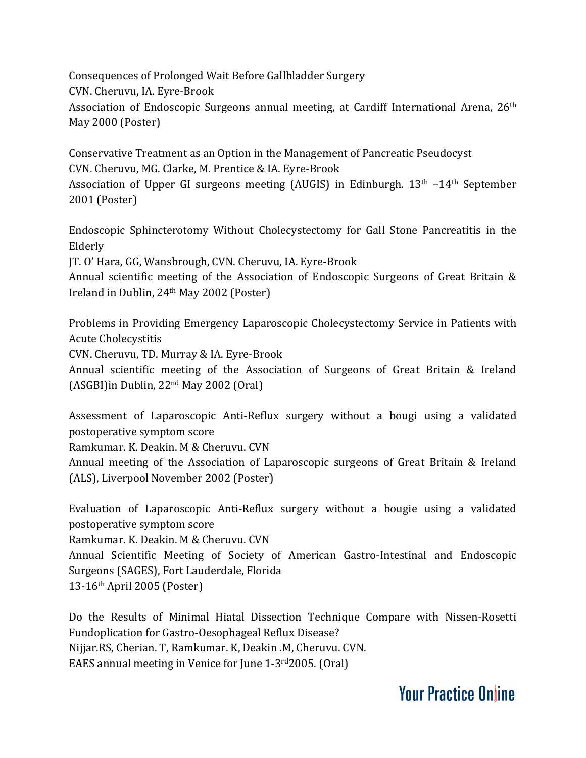Consequences of Prolonged Wait Before Gallbladder Surgery
CVN. Cheruvu, IA. Eyre-Brook
Association of Endoscopic Surgeons annual meeting, at Cardiff International Arena, 26th May 2000 (Poster)

Conservative Treatment as an Option in the Management of Pancreatic Pseudocyst
CVN. Cheruvu, MG. Clarke, M. Prentice & IA. Eyre-Brook
Association of Upper GI surgeons meeting (AUGIS) in Edinburgh. 13th –14th September 2001 (Poster)

Endoscopic Sphincterotomy Without Cholecystectomy for Gall Stone Pancreatitis in the Elderly
JT. O' Hara, GG, Wansbrough, CVN. Cheruvu, IA. Eyre-Brook
Annual scientific meeting of the Association of Endoscopic Surgeons of Great Britain & Ireland in Dublin, 24th May 2002 (Poster)

Problems in Providing Emergency Laparoscopic Cholecystectomy Service in Patients with Acute Cholecystitis
CVN. Cheruvu, TD. Murray & IA. Eyre-Brook
Annual scientific meeting of the Association of Surgeons of Great Britain & Ireland (ASGBI)in Dublin, 22nd May 2002 (Oral)

Assessment of Laparoscopic Anti-Reflux surgery without a bougi using a validated postoperative symptom score
Ramkumar. K. Deakin. M & Cheruvu. CVN
Annual meeting of the Association of Laparoscopic surgeons of Great Britain & Ireland (ALS), Liverpool November 2002 (Poster)

Evaluation of Laparoscopic Anti-Reflux surgery without a bougie using a validated postoperative symptom score
Ramkumar. K. Deakin. M & Cheruvu. CVN
Annual Scientific Meeting of Society of American Gastro-Intestinal and Endoscopic Surgeons (SAGES), Fort Lauderdale, Florida
13-16th April 2005 (Poster)

Do the Results of Minimal Hiatal Dissection Technique Compare with Nissen-Rosetti Fundoplication for Gastro-Oesophageal Reflux Disease?
Nijjar.RS, Cherian. T, Ramkumar. K, Deakin .M, Cheruvu. CVN.
EAES annual meeting in Venice for June 1-3rd2005. (Oral)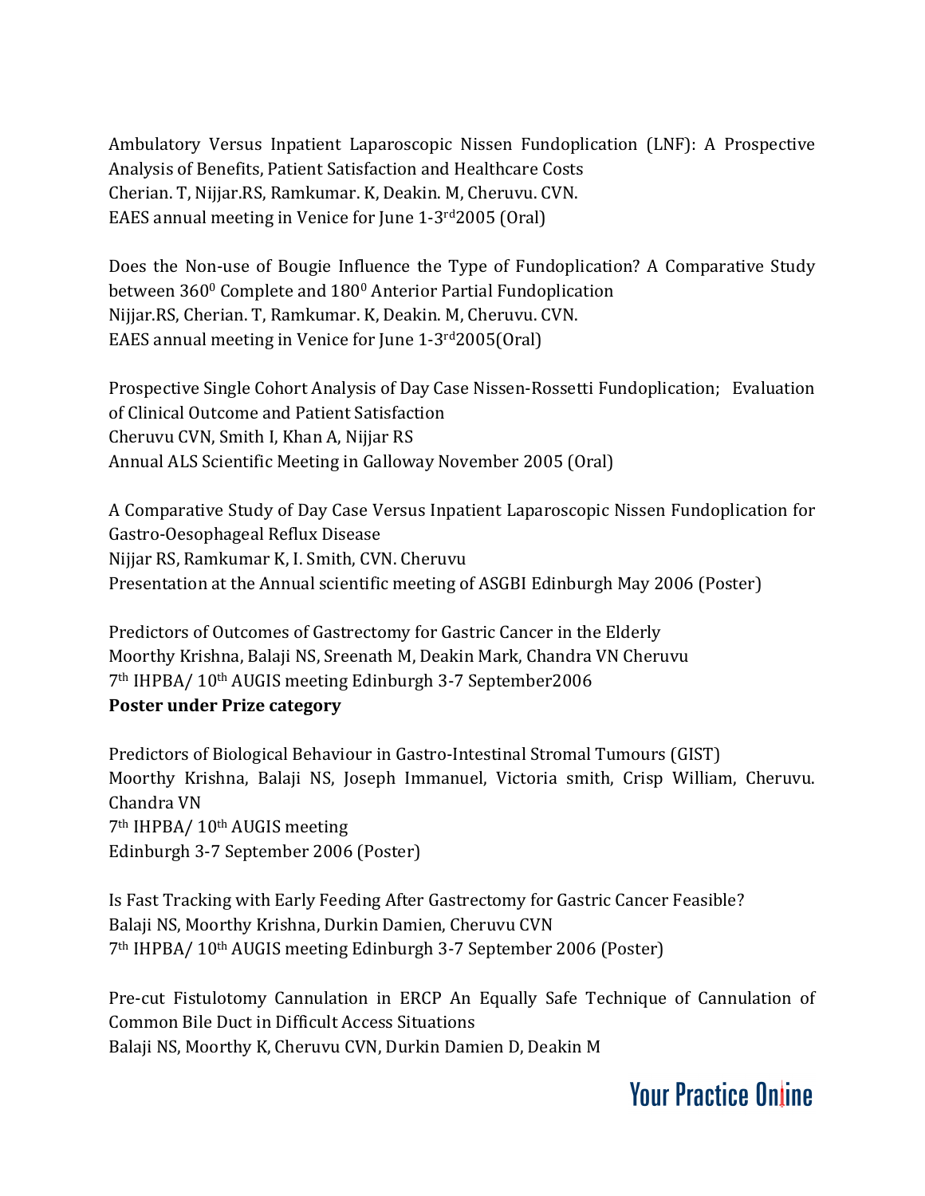Ambulatory Versus Inpatient Laparoscopic Nissen Fundoplication (LNF): A Prospective Analysis of Benefits, Patient Satisfaction and Healthcare Costs
Cherian. T, Nijjar.RS, Ramkumar. K, Deakin. M, Cheruvu. CVN.
EAES annual meeting in Venice for June 1-3rd 2005 (Oral)

Does the Non-use of Bougie Influence the Type of Fundoplication? A Comparative Study between $360^0$ Complete and $180^0$ Anterior Partial Fundoplication
Nijjar.RS, Cherian. T, Ramkumar. K, Deakin. M, Cheruvu. CVN.
EAES annual meeting in Venice for June 1-3rd 2005(Oral)

Prospective Single Cohort Analysis of Day Case Nissen-Rossetti Fundoplication; Evaluation of Clinical Outcome and Patient Satisfaction
Cheruvu CVN, Smith I, Khan A, Nijjar RS
Annual ALS Scientific Meeting in Galloway November 2005 (Oral)

A Comparative Study of Day Case Versus Inpatient Laparoscopic Nissen Fundoplication for Gastro-Oesophageal Reflux Disease
Nijjar RS, Ramkumar K, I. Smith, CVN. Cheruvu
Presentation at the Annual scientific meeting of ASGBI Edinburgh May 2006 (Poster)

Predictors of Outcomes of Gastrectomy for Gastric Cancer in the Elderly
Moorthy Krishna, Balaji NS, Sreenath M, Deakin Mark, Chandra VN Cheruvu
7th IHPBA/ 10th AUGIS meeting Edinburgh 3-7 September2006
**Poster under Prize category**

Predictors of Biological Behaviour in Gastro-Intestinal Stromal Tumours (GIST)
Moorthy Krishna, Balaji NS, Joseph Immanuel, Victoria smith, Crisp William, Cheruvu. Chandra VN
7th IHPBA/ 10th AUGIS meeting
Edinburgh 3-7 September 2006 (Poster)

Is Fast Tracking with Early Feeding After Gastrectomy for Gastric Cancer Feasible?
Balaji NS, Moorthy Krishna, Durkin Damien, Cheruvu CVN
7th IHPBA/ 10th AUGIS meeting Edinburgh 3-7 September 2006 (Poster)

Pre-cut Fistulotomy Cannulation in ERCP An Equally Safe Technique of Cannulation of Common Bile Duct in Difficult Access Situations
Balaji NS, Moorthy K, Cheruvu CVN, Durkin Damien D, Deakin M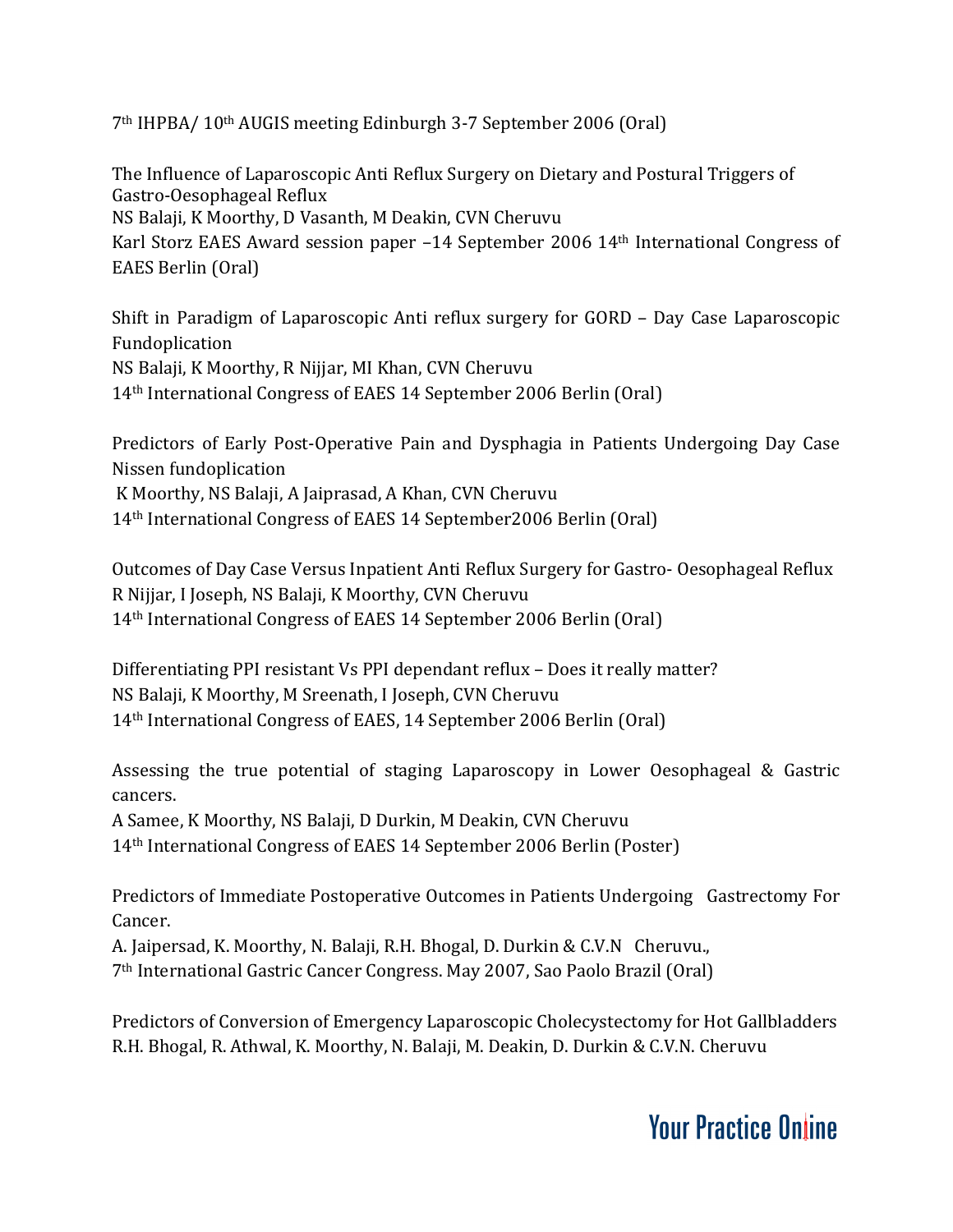7th IHPBA/ 10th AUGIS meeting Edinburgh 3-7 September 2006 (Oral)

The Influence of Laparoscopic Anti Reflux Surgery on Dietary and Postural Triggers of Gastro-Oesophageal Reflux
NS Balaji, K Moorthy, D Vasanth, M Deakin, CVN Cheruvu
Karl Storz EAES Award session paper –14 September 2006 14th International Congress of EAES Berlin (Oral)

Shift in Paradigm of Laparoscopic Anti reflux surgery for GORD – Day Case Laparoscopic Fundoplication
NS Balaji, K Moorthy, R Nijjar, MI Khan, CVN Cheruvu
14th International Congress of EAES 14 September 2006 Berlin (Oral)

Predictors of Early Post-Operative Pain and Dysphagia in Patients Undergoing Day Case Nissen fundoplication
K Moorthy, NS Balaji, A Jaiprasad, A Khan, CVN Cheruvu
14th International Congress of EAES 14 September2006 Berlin (Oral)

Outcomes of Day Case Versus Inpatient Anti Reflux Surgery for Gastro- Oesophageal Reflux
R Nijjar, I Joseph, NS Balaji, K Moorthy, CVN Cheruvu
14th International Congress of EAES 14 September 2006 Berlin (Oral)

Differentiating PPI resistant Vs PPI dependant reflux – Does it really matter?
NS Balaji, K Moorthy, M Sreenath, I Joseph, CVN Cheruvu
14th International Congress of EAES, 14 September 2006 Berlin (Oral)

Assessing the true potential of staging Laparoscopy in Lower Oesophageal & Gastric cancers.
A Samee, K Moorthy, NS Balaji, D Durkin, M Deakin, CVN Cheruvu
14th International Congress of EAES 14 September 2006 Berlin (Poster)

Predictors of Immediate Postoperative Outcomes in Patients Undergoing Gastrectomy For Cancer.
A. Jaipersad, K. Moorthy, N. Balaji, R.H. Bhogal, D. Durkin & C.V.N Cheruvu.,
7th International Gastric Cancer Congress. May 2007, Sao Paolo Brazil (Oral)

Predictors of Conversion of Emergency Laparoscopic Cholecystectomy for Hot Gallbladders
R.H. Bhogal, R. Athwal, K. Moorthy, N. Balaji, M. Deakin, D. Durkin & C.V.N. Cheruvu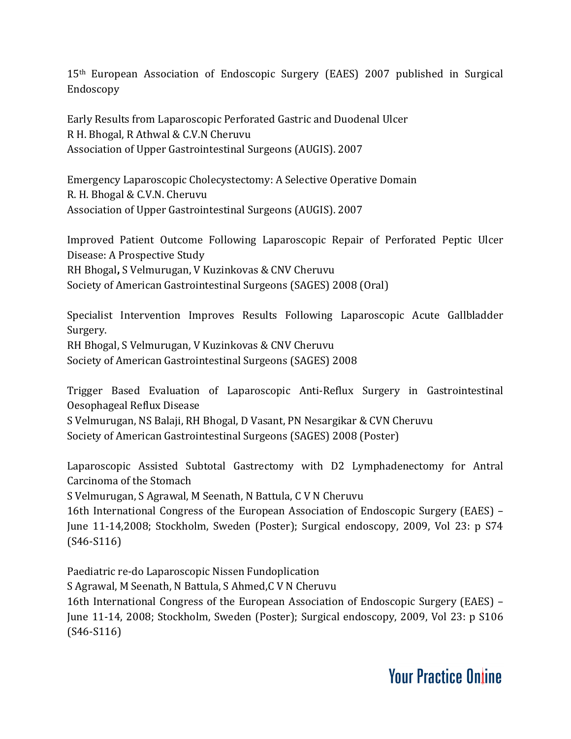15th European Association of Endoscopic Surgery (EAES) 2007 published in Surgical Endoscopy

Early Results from Laparoscopic Perforated Gastric and Duodenal Ulcer
R H. Bhogal, R Athwal & C.V.N Cheruvu
Association of Upper Gastrointestinal Surgeons (AUGIS). 2007

Emergency Laparoscopic Cholecystectomy: A Selective Operative Domain
R. H. Bhogal & C.V.N. Cheruvu
Association of Upper Gastrointestinal Surgeons (AUGIS). 2007

Improved Patient Outcome Following Laparoscopic Repair of Perforated Peptic Ulcer Disease: A Prospective Study
RH Bhogal**,** S Velmurugan, V Kuzinkovas & CNV Cheruvu
Society of American Gastrointestinal Surgeons (SAGES) 2008 (Oral)

Specialist Intervention Improves Results Following Laparoscopic Acute Gallbladder Surgery.
RH Bhogal, S Velmurugan, V Kuzinkovas & CNV Cheruvu
Society of American Gastrointestinal Surgeons (SAGES) 2008

Trigger Based Evaluation of Laparoscopic Anti-Reflux Surgery in Gastrointestinal Oesophageal Reflux Disease
S Velmurugan, NS Balaji, RH Bhogal, D Vasant, PN Nesargikar & CVN Cheruvu
Society of American Gastrointestinal Surgeons (SAGES) 2008 (Poster)

Laparoscopic Assisted Subtotal Gastrectomy with D2 Lymphadenectomy for Antral Carcinoma of the Stomach
S Velmurugan, S Agrawal, M Seenath, N Battula, C V N Cheruvu
16th International Congress of the European Association of Endoscopic Surgery (EAES) – June 11-14,2008; Stockholm, Sweden (Poster); Surgical endoscopy, 2009, Vol 23: p S74 (S46-S116)

Paediatric re-do Laparoscopic Nissen Fundoplication
S Agrawal, M Seenath, N Battula, S Ahmed,C V N Cheruvu
16th International Congress of the European Association of Endoscopic Surgery (EAES) – June 11-14, 2008; Stockholm, Sweden (Poster); Surgical endoscopy, 2009, Vol 23: p S106 (S46-S116)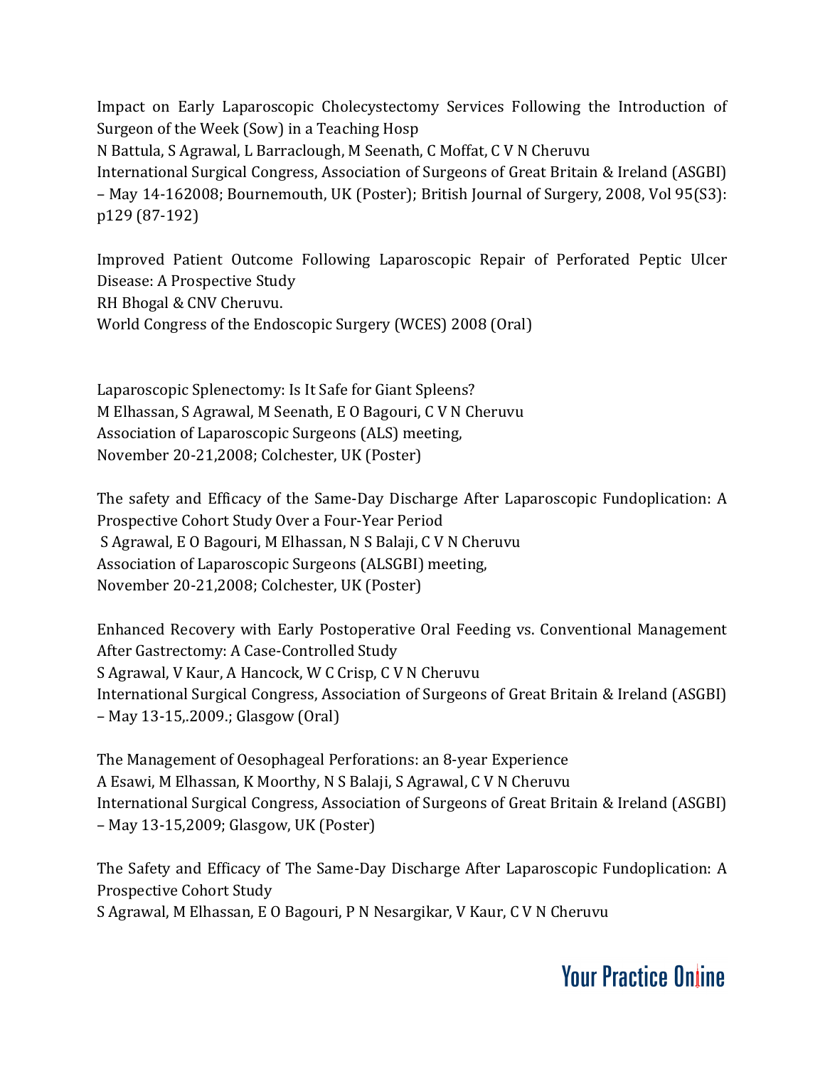Impact on Early Laparoscopic Cholecystectomy Services Following the Introduction of Surgeon of the Week (Sow) in a Teaching Hosp
N Battula, S Agrawal, L Barraclough, M Seenath, C Moffat, C V N Cheruvu
International Surgical Congress, Association of Surgeons of Great Britain & Ireland (ASGBI) – May 14-162008; Bournemouth, UK (Poster); British Journal of Surgery, 2008, Vol 95(S3): p129 (87-192)

Improved Patient Outcome Following Laparoscopic Repair of Perforated Peptic Ulcer Disease: A Prospective Study
RH Bhogal & CNV Cheruvu.
World Congress of the Endoscopic Surgery (WCES) 2008 (Oral)

Laparoscopic Splenectomy: Is It Safe for Giant Spleens?
M Elhassan, S Agrawal, M Seenath, E O Bagouri, C V N Cheruvu
Association of Laparoscopic Surgeons (ALS) meeting,
November 20-21,2008; Colchester, UK (Poster)

The safety and Efficacy of the Same-Day Discharge After Laparoscopic Fundoplication: A Prospective Cohort Study Over a Four-Year Period
S Agrawal, E O Bagouri, M Elhassan, N S Balaji, C V N Cheruvu
Association of Laparoscopic Surgeons (ALSGBI) meeting,
November 20-21,2008; Colchester, UK (Poster)

Enhanced Recovery with Early Postoperative Oral Feeding vs. Conventional Management After Gastrectomy: A Case-Controlled Study
S Agrawal, V Kaur, A Hancock, W C Crisp, C V N Cheruvu
International Surgical Congress, Association of Surgeons of Great Britain & Ireland (ASGBI) – May 13-15,.2009.; Glasgow (Oral)

The Management of Oesophageal Perforations: an 8-year Experience
A Esawi, M Elhassan, K Moorthy, N S Balaji, S Agrawal, C V N Cheruvu
International Surgical Congress, Association of Surgeons of Great Britain & Ireland (ASGBI) – May 13-15,2009; Glasgow, UK (Poster)

The Safety and Efficacy of The Same-Day Discharge After Laparoscopic Fundoplication: A Prospective Cohort Study
S Agrawal, M Elhassan, E O Bagouri, P N Nesargikar, V Kaur, C V N Cheruvu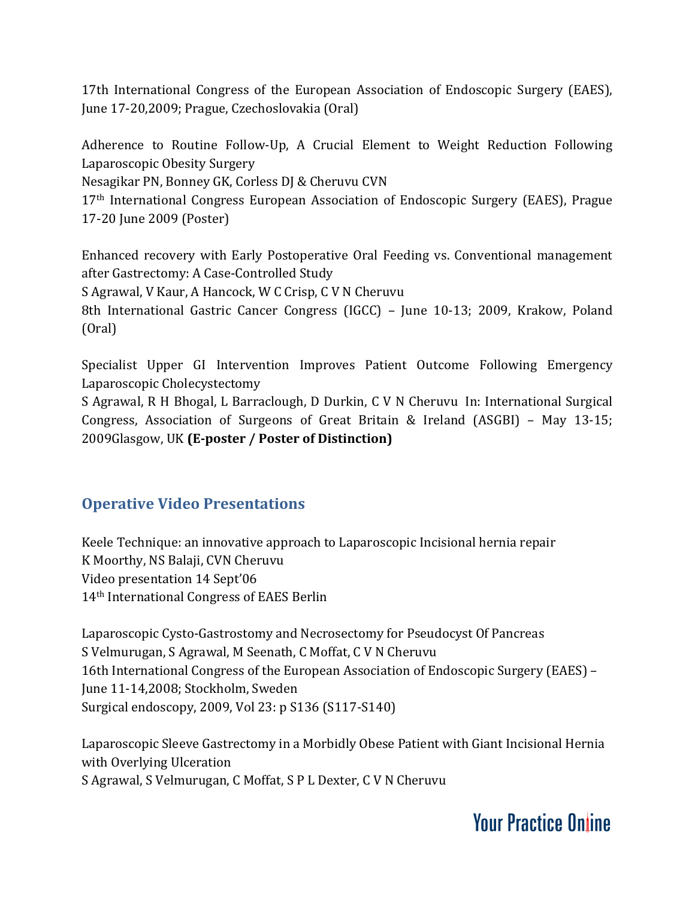17th International Congress of the European Association of Endoscopic Surgery (EAES), June 17-20,2009; Prague, Czechoslovakia (Oral)

Adherence to Routine Follow-Up, A Crucial Element to Weight Reduction Following Laparoscopic Obesity Surgery
Nesagikar PN, Bonney GK, Corless DJ & Cheruvu CVN
17th International Congress European Association of Endoscopic Surgery (EAES), Prague 17-20 June 2009 (Poster)

Enhanced recovery with Early Postoperative Oral Feeding vs. Conventional management after Gastrectomy: A Case-Controlled Study
S Agrawal, V Kaur, A Hancock, W C Crisp, C V N Cheruvu
8th International Gastric Cancer Congress (IGCC) – June 10-13; 2009, Krakow, Poland (Oral)

Specialist Upper GI Intervention Improves Patient Outcome Following Emergency Laparoscopic Cholecystectomy
S Agrawal, R H Bhogal, L Barraclough, D Durkin, C V N Cheruvu In: International Surgical Congress, Association of Surgeons of Great Britain & Ireland (ASGBI) – May 13-15; 2009Glasgow, UK **(E-poster / Poster of Distinction)**

## Operative Video Presentations

Keele Technique: an innovative approach to Laparoscopic Incisional hernia repair
K Moorthy, NS Balaji, CVN Cheruvu
Video presentation 14 Sept'06
14th International Congress of EAES Berlin

Laparoscopic Cysto-Gastrostomy and Necrosectomy for Pseudocyst Of Pancreas
S Velmurugan, S Agrawal, M Seenath, C Moffat, C V N Cheruvu
16th International Congress of the European Association of Endoscopic Surgery (EAES) – June 11-14,2008; Stockholm, Sweden
Surgical endoscopy, 2009, Vol 23: p S136 (S117-S140)

Laparoscopic Sleeve Gastrectomy in a Morbidly Obese Patient with Giant Incisional Hernia with Overlying Ulceration
S Agrawal, S Velmurugan, C Moffat, S P L Dexter, C V N Cheruvu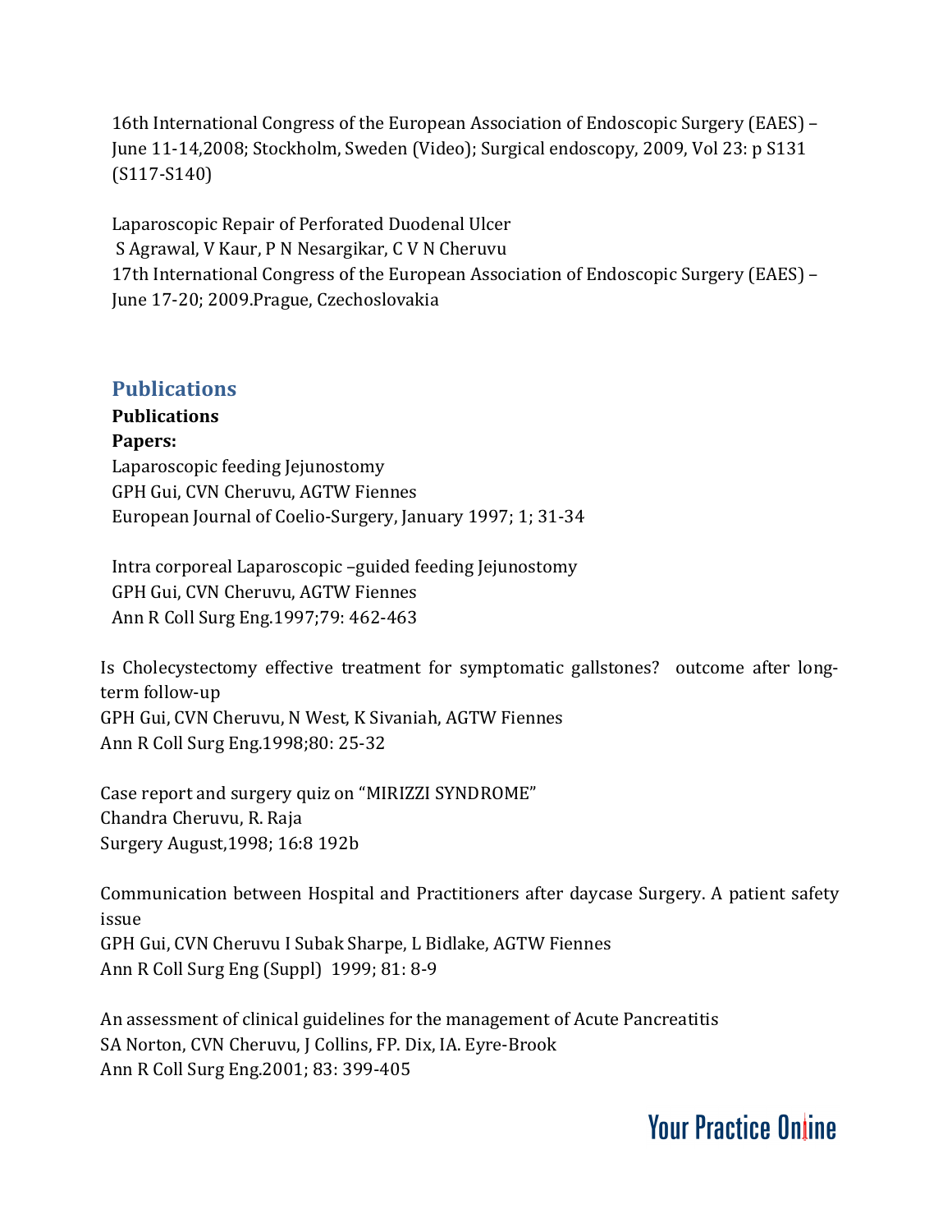16th International Congress of the European Association of Endoscopic Surgery (EAES) – June 11-14,2008; Stockholm, Sweden (Video); Surgical endoscopy, 2009, Vol 23: p S131 (S117-S140)

Laparoscopic Repair of Perforated Duodenal Ulcer
S Agrawal, V Kaur, P N Nesargikar, C V N Cheruvu
17th International Congress of the European Association of Endoscopic Surgery (EAES) – June 17-20; 2009.Prague, Czechoslovakia

## Publications

**Publications**

**Papers:**

Laparoscopic feeding Jejunostomy
GPH Gui, CVN Cheruvu, AGTW Fiennes
European Journal of Coelio-Surgery, January 1997; 1; 31-34

Intra corporeal Laparoscopic –guided feeding Jejunostomy
GPH Gui, CVN Cheruvu, AGTW Fiennes
Ann R Coll Surg Eng.1997;79: 462-463

Is Cholecystectomy effective treatment for symptomatic gallstones? outcome after long-term follow-up
GPH Gui, CVN Cheruvu, N West, K Sivaniah, AGTW Fiennes
Ann R Coll Surg Eng.1998;80: 25-32

Case report and surgery quiz on "MIRIZZI SYNDROME"
Chandra Cheruvu, R. Raja
Surgery August,1998; 16:8 192b

Communication between Hospital and Practitioners after daycase Surgery. A patient safety issue
GPH Gui, CVN Cheruvu I Subak Sharpe, L Bidlake, AGTW Fiennes
Ann R Coll Surg Eng (Suppl) 1999; 81: 8-9

An assessment of clinical guidelines for the management of Acute Pancreatitis
SA Norton, CVN Cheruvu, J Collins, FP. Dix, IA. Eyre-Brook
Ann R Coll Surg Eng.2001; 83: 399-405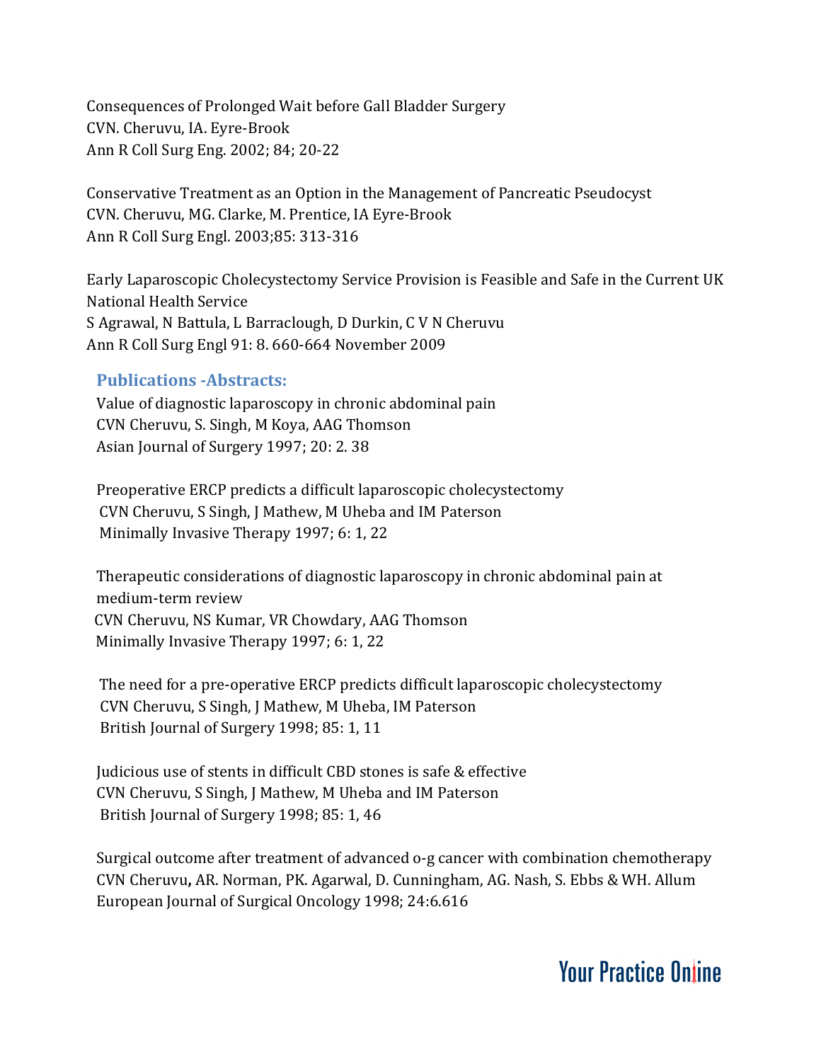Consequences of Prolonged Wait before Gall Bladder Surgery
CVN. Cheruvu, IA. Eyre-Brook
Ann R Coll Surg Eng. 2002; 84; 20-22

Conservative Treatment as an Option in the Management of Pancreatic Pseudocyst
CVN. Cheruvu, MG. Clarke, M. Prentice, IA Eyre-Brook
Ann R Coll Surg Engl. 2003;85: 313-316

Early Laparoscopic Cholecystectomy Service Provision is Feasible and Safe in the Current UK National Health Service
S Agrawal, N Battula, L Barraclough, D Durkin, C V N Cheruvu
Ann R Coll Surg Engl 91: 8. 660-664 November 2009

### Publications -Abstracts:

Value of diagnostic laparoscopy in chronic abdominal pain
CVN Cheruvu, S. Singh, M Koya, AAG Thomson
Asian Journal of Surgery 1997; 20: 2. 38

Preoperative ERCP predicts a difficult laparoscopic cholecystectomy
CVN Cheruvu, S Singh, J Mathew, M Uheba and IM Paterson
Minimally Invasive Therapy 1997; 6: 1, 22

Therapeutic considerations of diagnostic laparoscopy in chronic abdominal pain at medium-term review
CVN Cheruvu, NS Kumar, VR Chowdary, AAG Thomson
Minimally Invasive Therapy 1997; 6: 1, 22

The need for a pre-operative ERCP predicts difficult laparoscopic cholecystectomy
CVN Cheruvu, S Singh, J Mathew, M Uheba, IM Paterson
British Journal of Surgery 1998; 85: 1, 11

Judicious use of stents in difficult CBD stones is safe & effective
CVN Cheruvu, S Singh, J Mathew, M Uheba and IM Paterson
British Journal of Surgery 1998; 85: 1, 46

Surgical outcome after treatment of advanced o-g cancer with combination chemotherapy
CVN Cheruvu**,** AR. Norman, PK. Agarwal, D. Cunningham, AG. Nash, S. Ebbs & WH. Allum
European Journal of Surgical Oncology 1998; 24:6.616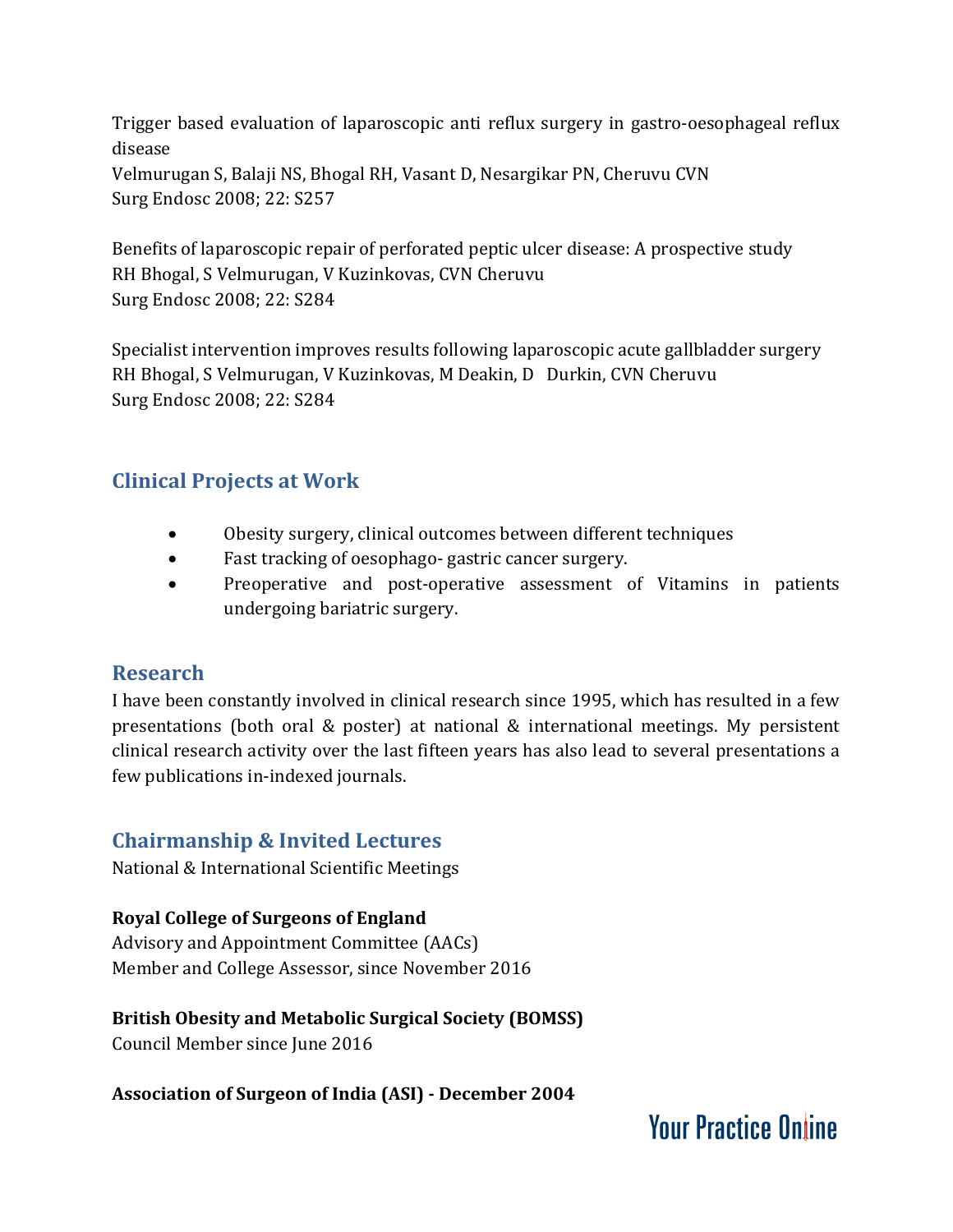Trigger based evaluation of laparoscopic anti reflux surgery in gastro-oesophageal reflux disease
Velmurugan S, Balaji NS, Bhogal RH, Vasant D, Nesargikar PN, Cheruvu CVN
Surg Endosc 2008; 22: S257

Benefits of laparoscopic repair of perforated peptic ulcer disease: A prospective study
RH Bhogal, S Velmurugan, V Kuzinkovas, CVN Cheruvu
Surg Endosc 2008; 22: S284

Specialist intervention improves results following laparoscopic acute gallbladder surgery
RH Bhogal, S Velmurugan, V Kuzinkovas, M Deakin, D Durkin, CVN Cheruvu
Surg Endosc 2008; 22: S284

## Clinical Projects at Work

- Obesity surgery, clinical outcomes between different techniques
- Fast tracking of oesophago- gastric cancer surgery.
- Preoperative and post-operative assessment of Vitamins in patients undergoing bariatric surgery.

## Research

I have been constantly involved in clinical research since 1995, which has resulted in a few presentations (both oral & poster) at national & international meetings. My persistent clinical research activity over the last fifteen years has also lead to several presentations a few publications in-indexed journals.

## Chairmanship & Invited Lectures

National & International Scientific Meetings

**Royal College of Surgeons of England**
Advisory and Appointment Committee (AACs)
Member and College Assessor, since November 2016

**British Obesity and Metabolic Surgical Society (BOMSS)**
Council Member since June 2016

**Association of Surgeon of India (ASI) - December 2004**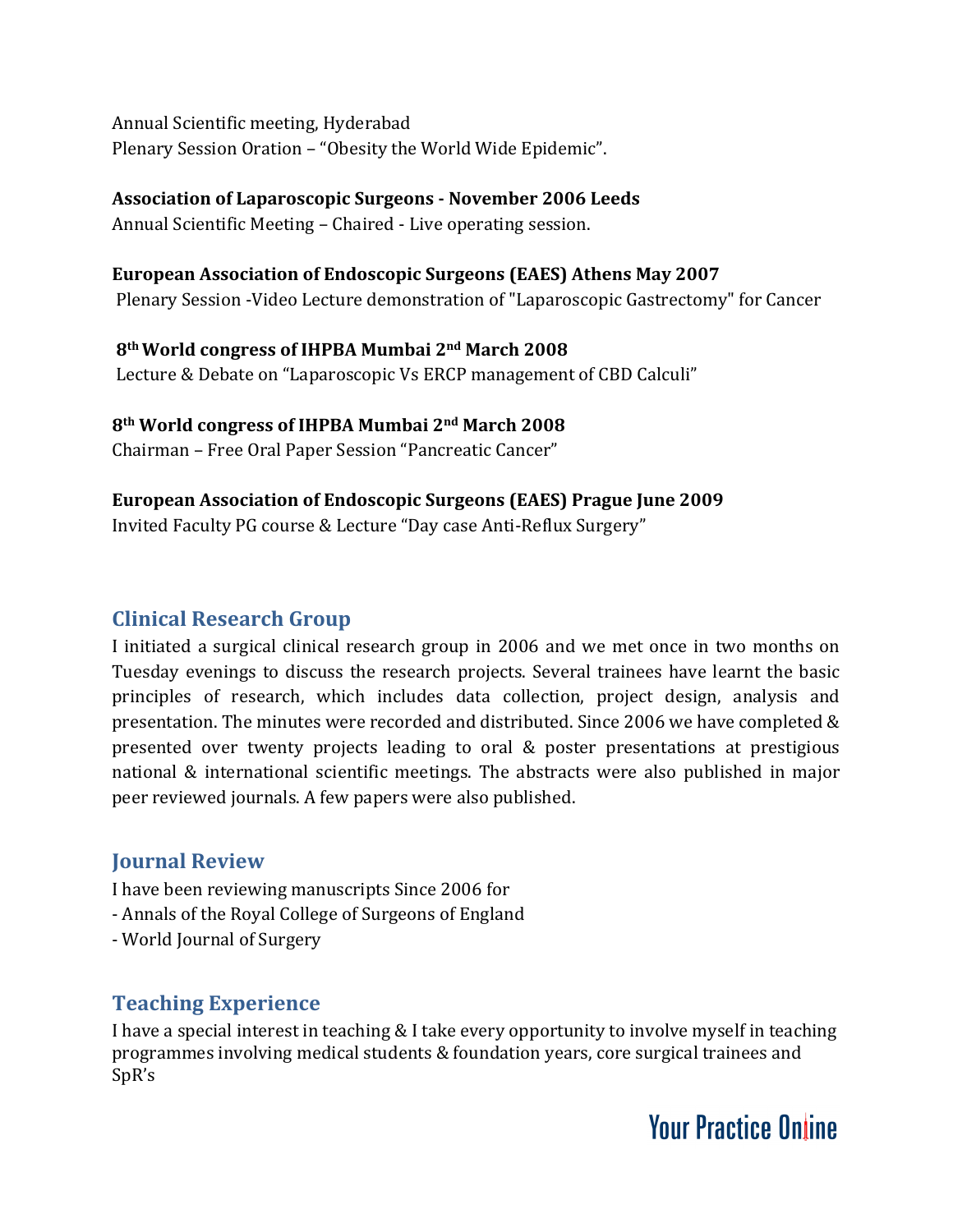Annual Scientific meeting, Hyderabad
Plenary Session Oration – "Obesity the World Wide Epidemic".

**Association of Laparoscopic Surgeons - November 2006 Leeds**
Annual Scientific Meeting – Chaired - Live operating session.

**European Association of Endoscopic Surgeons (EAES) Athens May 2007**
Plenary Session -Video Lecture demonstration of "Laparoscopic Gastrectomy" for Cancer

**8th World congress of IHPBA Mumbai 2nd March 2008**
Lecture & Debate on "Laparoscopic Vs ERCP management of CBD Calculi"

**8th World congress of IHPBA Mumbai 2nd March 2008**
Chairman – Free Oral Paper Session "Pancreatic Cancer"

**European Association of Endoscopic Surgeons (EAES) Prague June 2009**
Invited Faculty PG course & Lecture "Day case Anti-Reflux Surgery"

## Clinical Research Group

I initiated a surgical clinical research group in 2006 and we met once in two months on Tuesday evenings to discuss the research projects. Several trainees have learnt the basic principles of research, which includes data collection, project design, analysis and presentation. The minutes were recorded and distributed. Since 2006 we have completed & presented over twenty projects leading to oral & poster presentations at prestigious national & international scientific meetings. The abstracts were also published in major peer reviewed journals. A few papers were also published.

## Journal Review

I have been reviewing manuscripts Since 2006 for
- Annals of the Royal College of Surgeons of England
- World Journal of Surgery

## Teaching Experience

I have a special interest in teaching & I take every opportunity to involve myself in teaching programmes involving medical students & foundation years, core surgical trainees and SpR's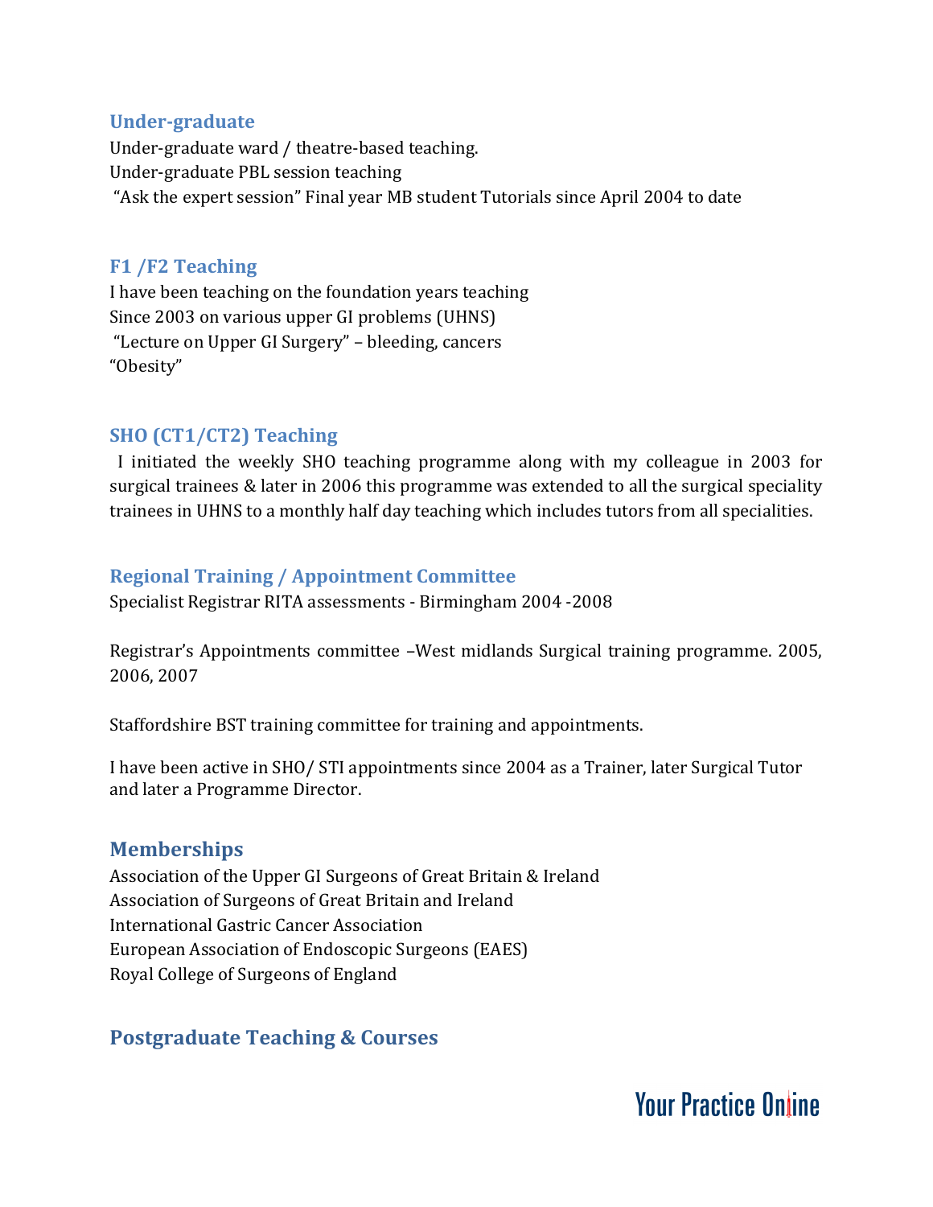### Under-graduate

Under-graduate ward / theatre-based teaching.
Under-graduate PBL session teaching
"Ask the expert session" Final year MB student Tutorials since April 2004 to date

### F1 /F2 Teaching

I have been teaching on the foundation years teaching
Since 2003 on various upper GI problems (UHNS)
"Lecture on Upper GI Surgery" – bleeding, cancers
"Obesity"

### SHO (CT1/CT2) Teaching

I initiated the weekly SHO teaching programme along with my colleague in 2003 for surgical trainees & later in 2006 this programme was extended to all the surgical speciality trainees in UHNS to a monthly half day teaching which includes tutors from all specialities.

### Regional Training / Appointment Committee

Specialist Registrar RITA assessments - Birmingham 2004 -2008

Registrar's Appointments committee –West midlands Surgical training programme. 2005, 2006, 2007

Staffordshire BST training committee for training and appointments.

I have been active in SHO/ STI appointments since 2004 as a Trainer, later Surgical Tutor and later a Programme Director.

## Memberships

Association of the Upper GI Surgeons of Great Britain & Ireland
Association of Surgeons of Great Britain and Ireland
International Gastric Cancer Association
European Association of Endoscopic Surgeons (EAES)
Royal College of Surgeons of England

## Postgraduate Teaching & Courses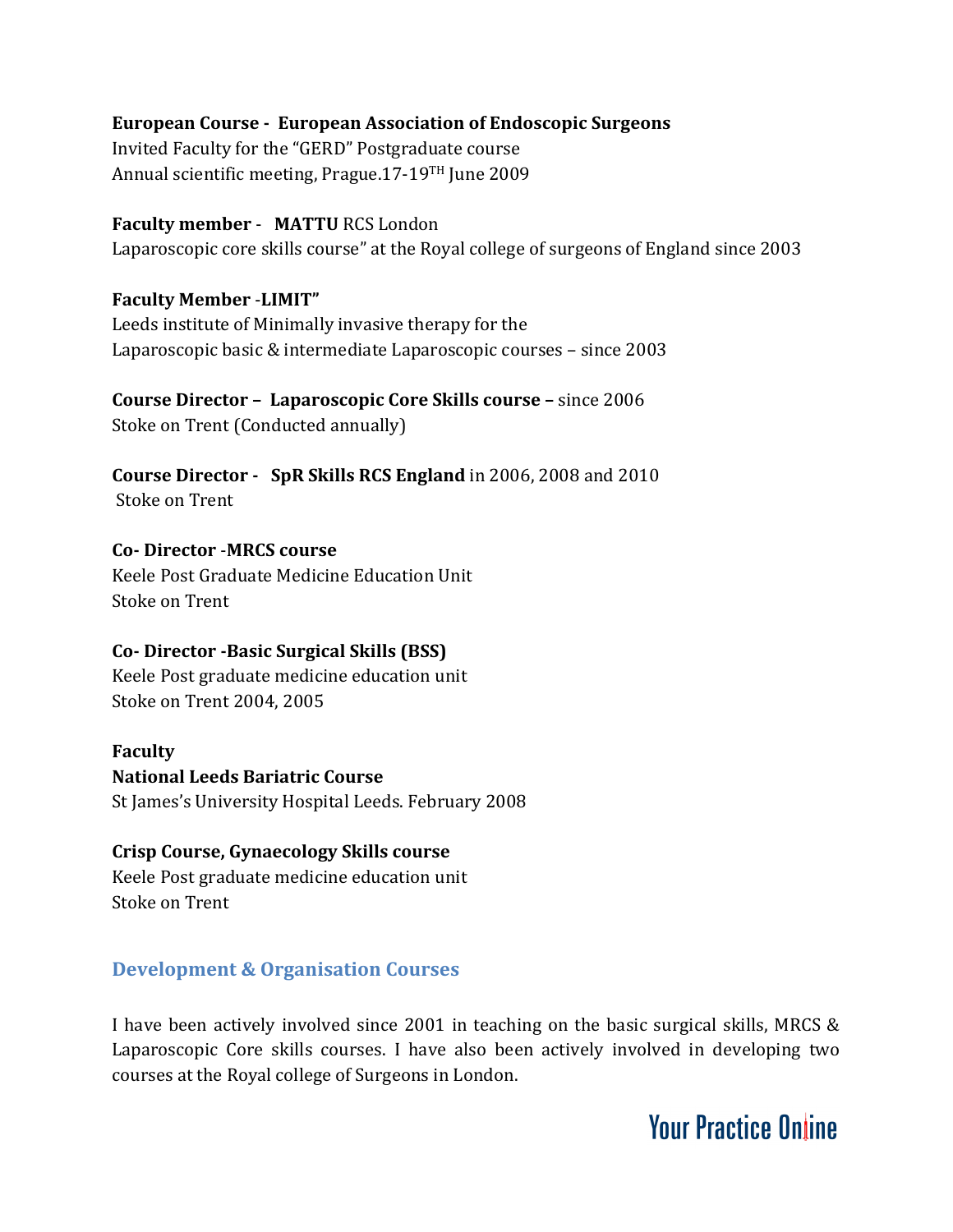**European Course - European Association of Endoscopic Surgeons**
Invited Faculty for the "GERD" Postgraduate course
Annual scientific meeting, Prague.17-19[TH] June 2009

**Faculty member** - **MATTU** RCS London
Laparoscopic core skills course" at the Royal college of surgeons of England since 2003

**Faculty Member -LIMIT"**
Leeds institute of Minimally invasive therapy for the
Laparoscopic basic & intermediate Laparoscopic courses – since 2003

**Course Director – Laparoscopic Core Skills course –** since 2006
Stoke on Trent (Conducted annually)

**Course Director - SpR Skills RCS England** in 2006, 2008 and 2010
Stoke on Trent

**Co- Director -MRCS course**
Keele Post Graduate Medicine Education Unit
Stoke on Trent

**Co- Director -Basic Surgical Skills (BSS)**
Keele Post graduate medicine education unit
Stoke on Trent 2004, 2005

**Faculty**
**National Leeds Bariatric Course**
St James's University Hospital Leeds. February 2008

**Crisp Course, Gynaecology Skills course**
Keele Post graduate medicine education unit
Stoke on Trent

## Development & Organisation Courses

I have been actively involved since 2001 in teaching on the basic surgical skills, MRCS & Laparoscopic Core skills courses. I have also been actively involved in developing two courses at the Royal college of Surgeons in London.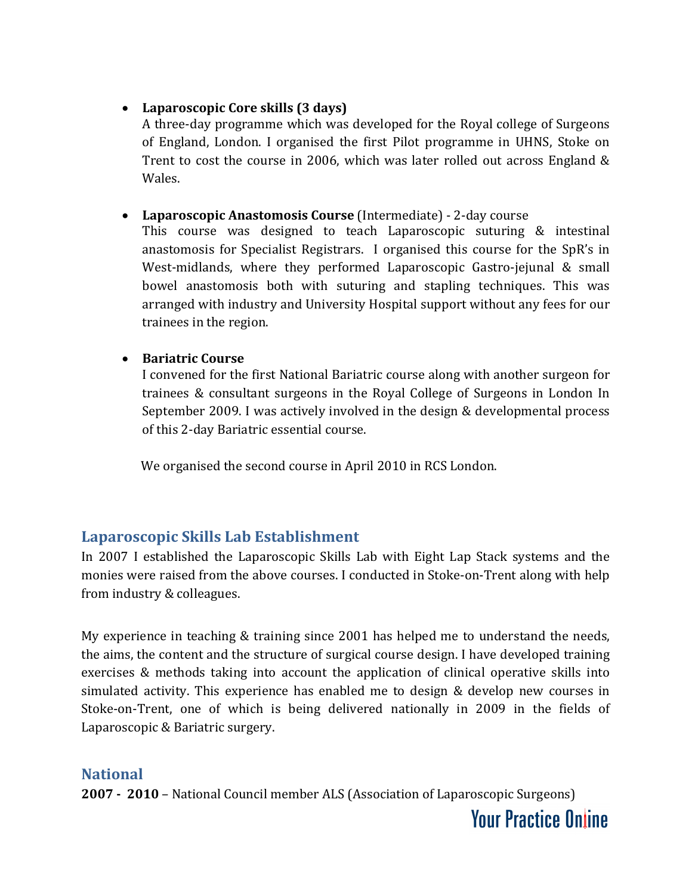- **Laparoscopic Core skills (3 days)**
  A three-day programme which was developed for the Royal college of Surgeons of England, London. I organised the first Pilot programme in UHNS, Stoke on Trent to cost the course in 2006, which was later rolled out across England & Wales.

- **Laparoscopic Anastomosis Course** (Intermediate) - 2-day course
  This course was designed to teach Laparoscopic suturing & intestinal anastomosis for Specialist Registrars. I organised this course for the SpR's in West-midlands, where they performed Laparoscopic Gastro-jejunal & small bowel anastomosis both with suturing and stapling techniques. This was arranged with industry and University Hospital support without any fees for our trainees in the region.

- **Bariatric Course**
  I convened for the first National Bariatric course along with another surgeon for trainees & consultant surgeons in the Royal College of Surgeons in London In September 2009. I was actively involved in the design & developmental process of this 2-day Bariatric essential course.

  We organised the second course in April 2010 in RCS London.

## Laparoscopic Skills Lab Establishment

In 2007 I established the Laparoscopic Skills Lab with Eight Lap Stack systems and the monies were raised from the above courses. I conducted in Stoke-on-Trent along with help from industry & colleagues.

My experience in teaching & training since 2001 has helped me to understand the needs, the aims, the content and the structure of surgical course design. I have developed training exercises & methods taking into account the application of clinical operative skills into simulated activity. This experience has enabled me to design & develop new courses in Stoke-on-Trent, one of which is being delivered nationally in 2009 in the fields of Laparoscopic & Bariatric surgery.

## National

**2007 - 2010** – National Council member ALS (Association of Laparoscopic Surgeons)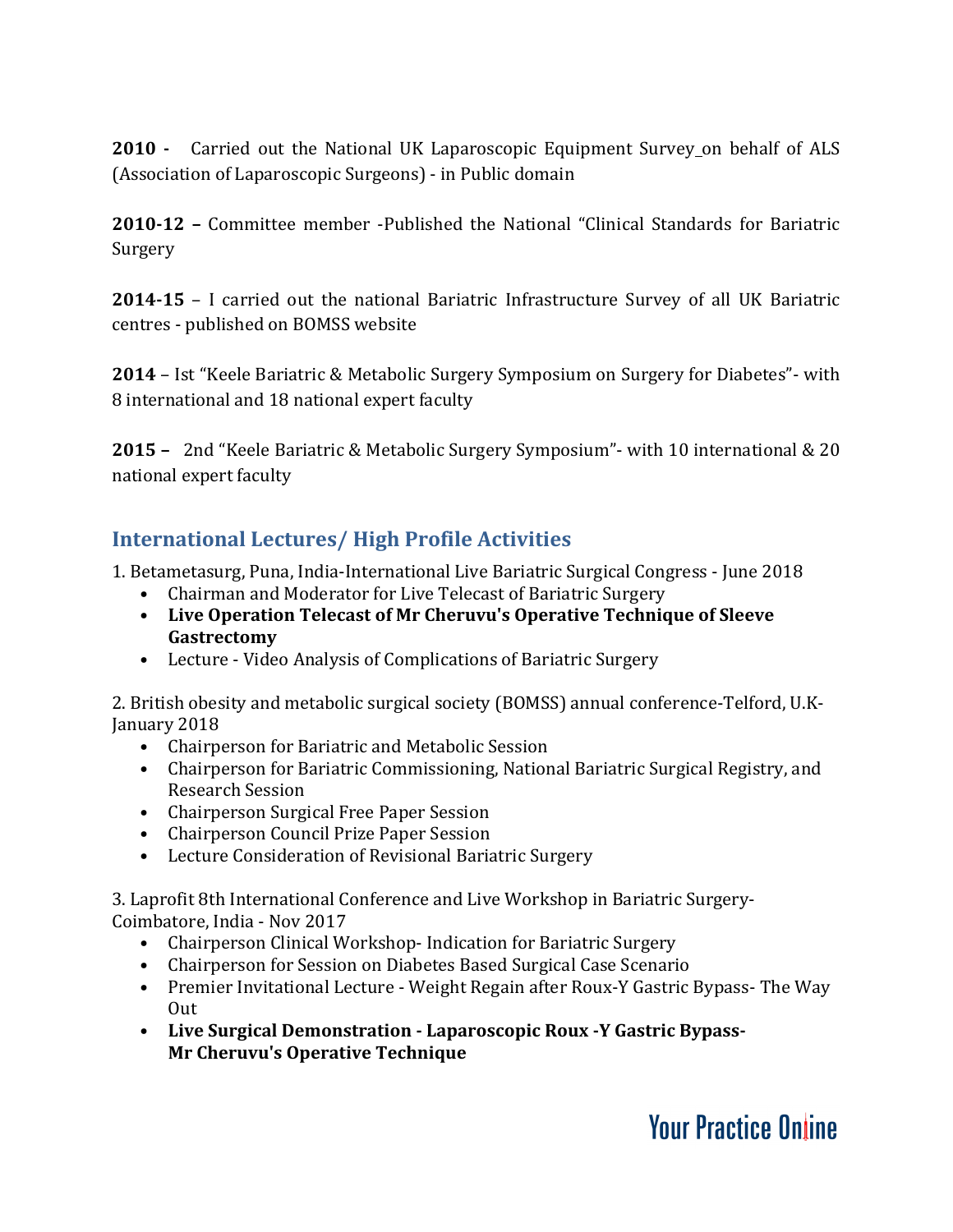**2010 -** Carried out the National UK Laparoscopic Equipment Survey_on behalf of ALS (Association of Laparoscopic Surgeons) - in Public domain

**2010-12 –** Committee member -Published the National "Clinical Standards for Bariatric Surgery

**2014-15** – I carried out the national Bariatric Infrastructure Survey of all UK Bariatric centres - published on BOMSS website

**2014** – Ist "Keele Bariatric & Metabolic Surgery Symposium on Surgery for Diabetes"- with 8 international and 18 national expert faculty

**2015 –** 2nd "Keele Bariatric & Metabolic Surgery Symposium"- with 10 international & 20 national expert faculty

## International Lectures/ High Profile Activities

1. Betametasurg, Puna, India-International Live Bariatric Surgical Congress - June 2018
   - Chairman and Moderator for Live Telecast of Bariatric Surgery
   - **Live Operation Telecast of Mr Cheruvu's Operative Technique of Sleeve Gastrectomy**
   - Lecture - Video Analysis of Complications of Bariatric Surgery

2. British obesity and metabolic surgical society (BOMSS) annual conference-Telford, U.K-January 2018
   - Chairperson for Bariatric and Metabolic Session
   - Chairperson for Bariatric Commissioning, National Bariatric Surgical Registry, and Research Session
   - Chairperson Surgical Free Paper Session
   - Chairperson Council Prize Paper Session
   - Lecture Consideration of Revisional Bariatric Surgery

3. Laprofit 8th International Conference and Live Workshop in Bariatric Surgery-Coimbatore, India - Nov 2017
   - Chairperson Clinical Workshop- Indication for Bariatric Surgery
   - Chairperson for Session on Diabetes Based Surgical Case Scenario
   - Premier Invitational Lecture - Weight Regain after Roux-Y Gastric Bypass- The Way Out
   - **Live Surgical Demonstration - Laparoscopic Roux -Y Gastric Bypass- Mr Cheruvu's Operative Technique**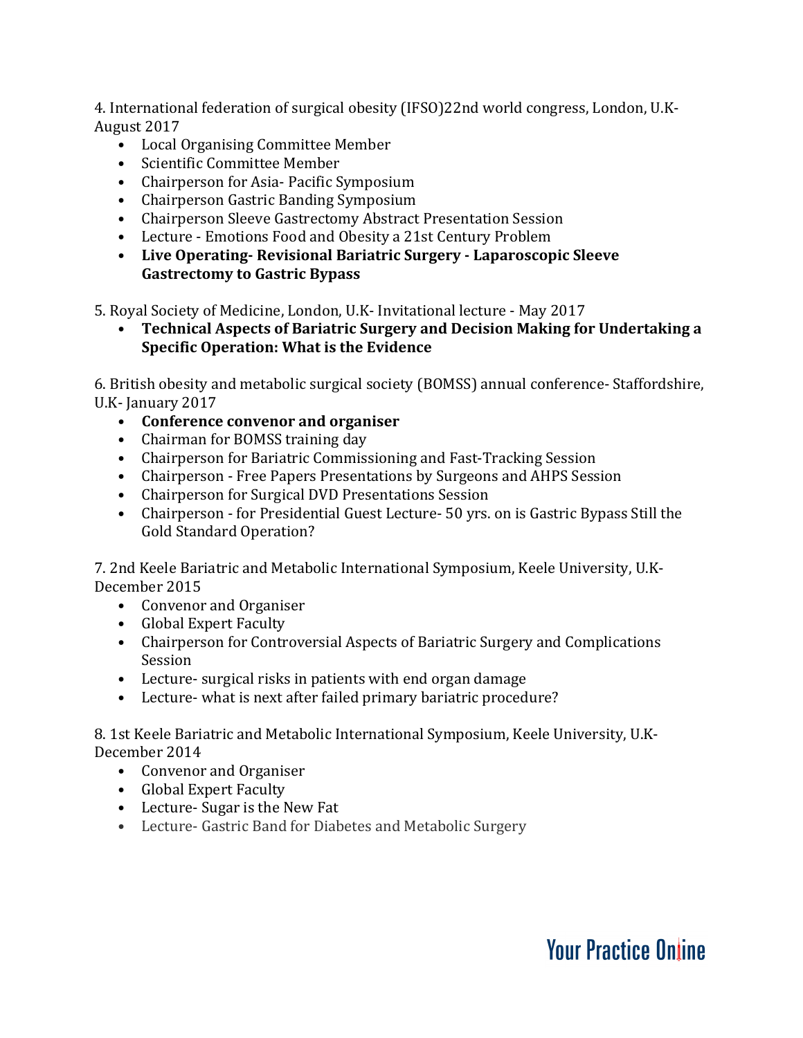4. International federation of surgical obesity (IFSO)22nd world congress, London, U.K- August 2017

- Local Organising Committee Member
- Scientific Committee Member
- Chairperson for Asia- Pacific Symposium
- Chairperson Gastric Banding Symposium
- Chairperson Sleeve Gastrectomy Abstract Presentation Session
- Lecture - Emotions Food and Obesity a 21st Century Problem
- **Live Operating- Revisional Bariatric Surgery - Laparoscopic Sleeve Gastrectomy to Gastric Bypass**

5. Royal Society of Medicine, London, U.K- Invitational lecture - May 2017

- **Technical Aspects of Bariatric Surgery and Decision Making for Undertaking a Specific Operation: What is the Evidence**

6. British obesity and metabolic surgical society (BOMSS) annual conference- Staffordshire, U.K- January 2017

- **Conference convenor and organiser**
- Chairman for BOMSS training day
- Chairperson for Bariatric Commissioning and Fast-Tracking Session
- Chairperson - Free Papers Presentations by Surgeons and AHPS Session
- Chairperson for Surgical DVD Presentations Session
- Chairperson - for Presidential Guest Lecture- 50 yrs. on is Gastric Bypass Still the Gold Standard Operation?

7. 2nd Keele Bariatric and Metabolic International Symposium, Keele University, U.K- December 2015

- Convenor and Organiser
- Global Expert Faculty
- Chairperson for Controversial Aspects of Bariatric Surgery and Complications Session
- Lecture- surgical risks in patients with end organ damage
- Lecture- what is next after failed primary bariatric procedure?

8. 1st Keele Bariatric and Metabolic International Symposium, Keele University, U.K- December 2014

- Convenor and Organiser
- Global Expert Faculty
- Lecture- Sugar is the New Fat
- Lecture- Gastric Band for Diabetes and Metabolic Surgery